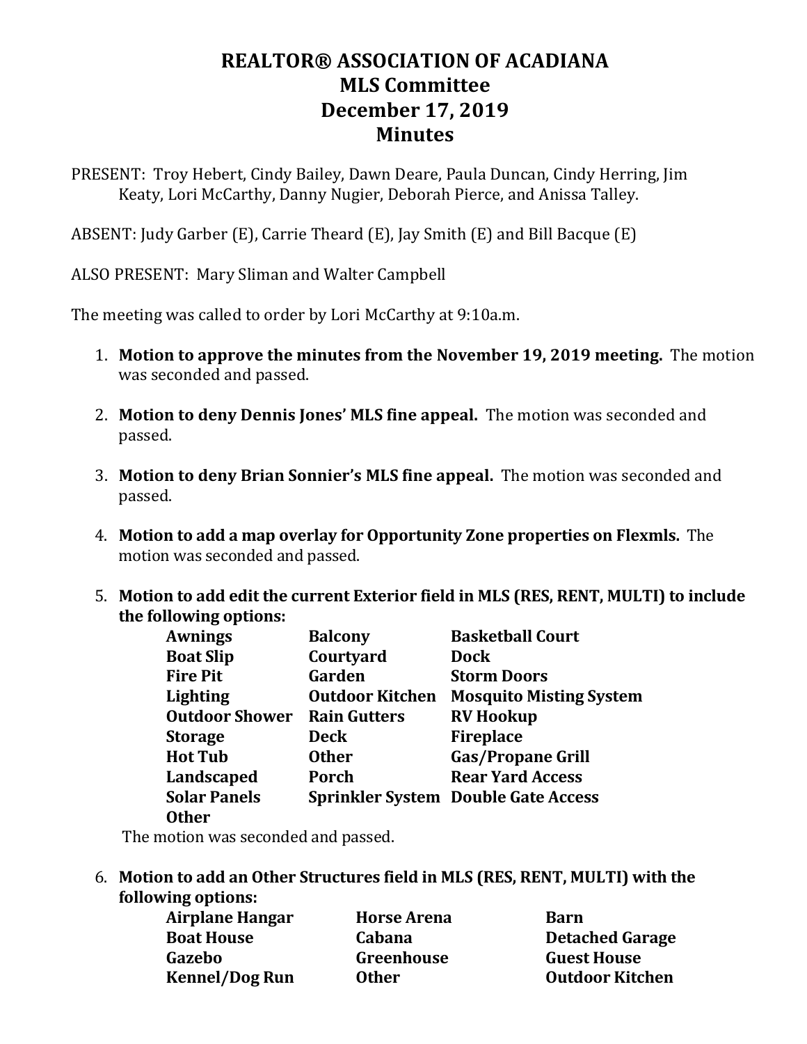# REALTOR® ASSOCIATION OF ACADIANA
# MLS Committee
# December 17, 2019
# Minutes

PRESENT: Troy Hebert, Cindy Bailey, Dawn Deare, Paula Duncan, Cindy Herring, Jim Keaty, Lori McCarthy, Danny Nugier, Deborah Pierce, and Anissa Talley.

ABSENT: Judy Garber (E), Carrie Theard (E), Jay Smith (E) and Bill Bacque (E)

ALSO PRESENT: Mary Sliman and Walter Campbell

The meeting was called to order by Lori McCarthy at 9:10a.m.

1. **Motion to approve the minutes from the November 19, 2019 meeting.** The motion was seconded and passed.

2. **Motion to deny Dennis Jones' MLS fine appeal.** The motion was seconded and passed.

3. **Motion to deny Brian Sonnier's MLS fine appeal.** The motion was seconded and passed.

4. **Motion to add a map overlay for Opportunity Zone properties on Flexmls.** The motion was seconded and passed.

5. **Motion to add edit the current Exterior field in MLS (RES, RENT, MULTI) to include the following options:**

| | | |
|---|---|---|
| **Awnings** | **Balcony** | **Basketball Court** |
| **Boat Slip** | **Courtyard** | **Dock** |
| **Fire Pit** | **Garden** | **Storm Doors** |
| **Lighting** | **Outdoor Kitchen** | **Mosquito Misting System** |
| **Outdoor Shower** | **Rain Gutters** | **RV Hookup** |
| **Storage** | **Deck** | **Fireplace** |
| **Hot Tub** | **Other** | **Gas/Propane Grill** |
| **Landscaped** | **Porch** | **Rear Yard Access** |
| **Solar Panels** | **Sprinkler System** | **Double Gate Access** |
| **Other** | | |

The motion was seconded and passed.

6. **Motion to add an Other Structures field in MLS (RES, RENT, MULTI) with the following options:**

| | | |
|---|---|---|
| **Airplane Hangar** | **Horse Arena** | **Barn** |
| **Boat House** | **Cabana** | **Detached Garage** |
| **Gazebo** | **Greenhouse** | **Guest House** |
| **Kennel/Dog Run** | **Other** | **Outdoor Kitchen** |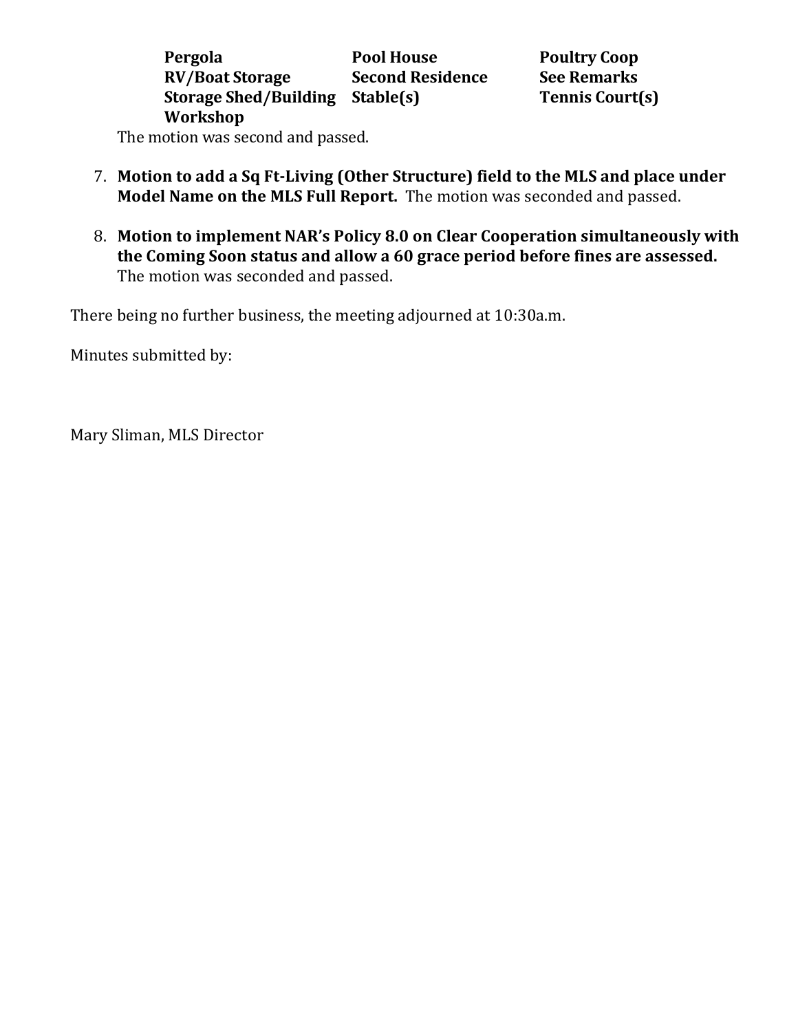| | | |
|---|---|---|
| **Pergola** | **Pool House** | **Poultry Coop** |
| **RV/Boat Storage** | **Second Residence** | **See Remarks** |
| **Storage Shed/Building** | **Stable(s)** | **Tennis Court(s)** |
| **Workshop** | | |

The motion was second and passed.

7. **Motion to add a Sq Ft-Living (Other Structure) field to the MLS and place under Model Name on the MLS Full Report.** The motion was seconded and passed.

8. **Motion to implement NAR's Policy 8.0 on Clear Cooperation simultaneously with the Coming Soon status and allow a 60 grace period before fines are assessed.** The motion was seconded and passed.

There being no further business, the meeting adjourned at 10:30a.m.

Minutes submitted by:

Mary Sliman, MLS Director